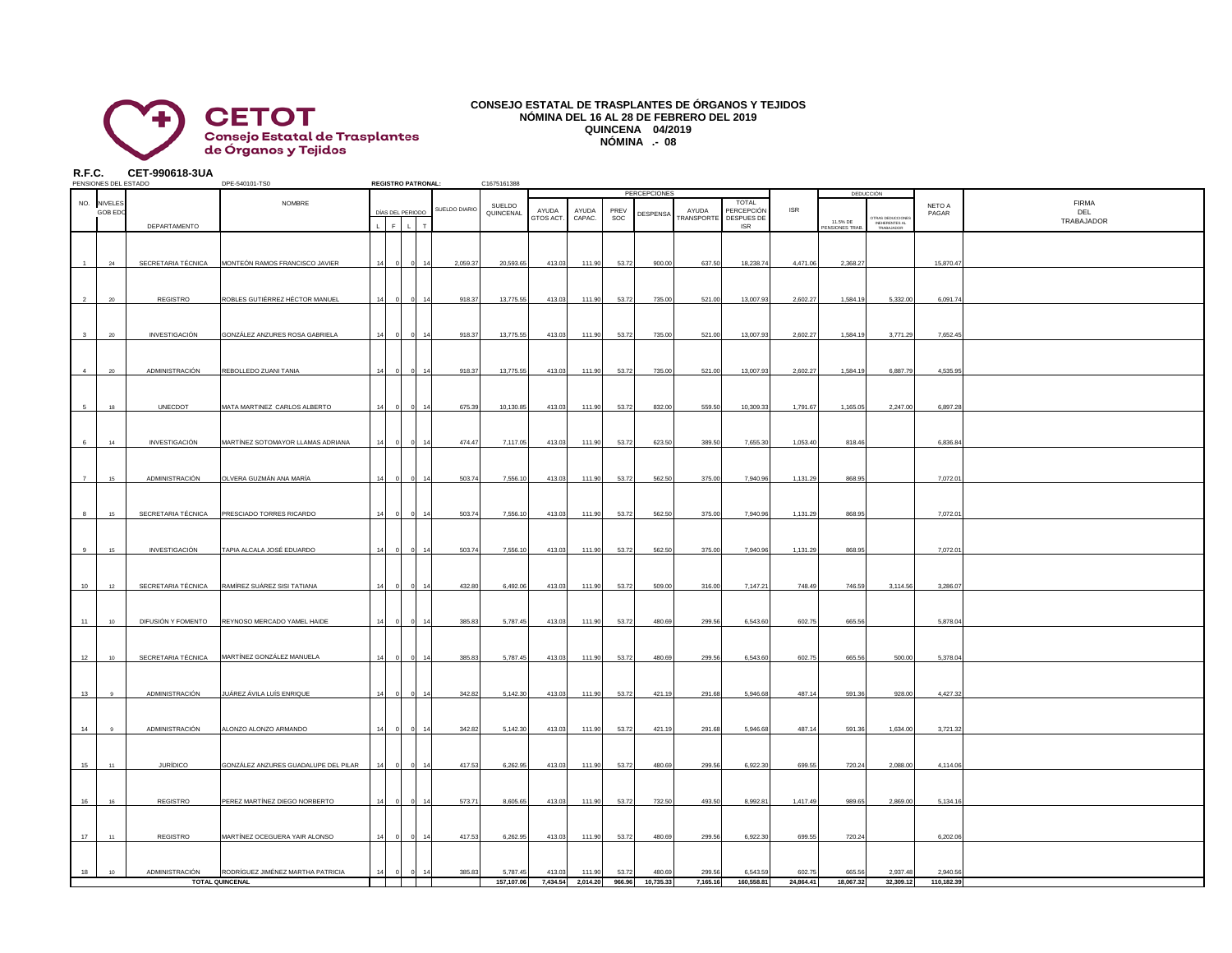**CETOT**
**Consejo Estatal de Trasplantes de Órganos y Tejidos**

## CONSEJO ESTATAL DE TRASPLANTES DE ÓRGANOS Y TEJIDOS
### NÓMINA DEL 16 AL 28 DE FEBRERO DEL 2019
### QUINCENA 04/2019
### NÓMINA .- 08

**R.F.C. CET-990618-3UA**

PENSIONES DEL ESTADO DPE-540101-TS0 **REGISTRO PATRONAL:** C1675161388

| NO. | NIVELES GOB EDO | DEPARTAMENTO | NOMBRE | DÍAS DEL PERIODO L | F | L | T | SUELDO DIARIO | SUELDO QUINCENAL | PERCEPCIONES AYUDA GTOS ACT. | AYUDA CAPAC. | PREV SOC | DESPENSA | AYUDA TRANSPORTE | TOTAL PERCEPCIÓN DESPUES DE ISR | ISR | DEDUCCIÓN 11.5% DE PENSIONES TRAB. | OTRAS DEDUCCIONES INHERENTES AL TRABAJADOR | NETO A PAGAR | FIRMA DEL TRABAJADOR |
|---|---|---|---|---|---|---|---|---|---|---|---|---|---|---|---|---|---|---|---|---|
| 1 | 24 | SECRETARIA TÉCNICA | MONTEÓN RAMOS FRANCISCO JAVIER | 14 | 0 | 0 | 14 | 2,059.37 | 20,593.65 | 413.03 | 111.90 | 53.72 | 900.00 | 637.50 | 18,238.74 | 4,471.06 | 2,368.27 | | 15,870.47 | |
| 2 | 20 | REGISTRO | ROBLES GUTIÉRREZ HÉCTOR MANUEL | 14 | 0 | 0 | 14 | 918.37 | 13,775.55 | 413.03 | 111.90 | 53.72 | 735.00 | 521.00 | 13,007.93 | 2,602.27 | 1,584.19 | 5,332.00 | 6,091.74 | |
| 3 | 20 | INVESTIGACIÓN | GONZÁLEZ ANZURES ROSA GABRIELA | 14 | 0 | 0 | 14 | 918.37 | 13,775.55 | 413.03 | 111.90 | 53.72 | 735.00 | 521.00 | 13,007.93 | 2,602.27 | 1,584.19 | 3,771.29 | 7,652.45 | |
| 4 | 20 | ADMINISTRACIÓN | REBOLLEDO ZUANI TANIA | 14 | 0 | 0 | 14 | 918.37 | 13,775.55 | 413.03 | 111.90 | 53.72 | 735.00 | 521.00 | 13,007.93 | 2,602.27 | 1,584.19 | 6,887.79 | 4,535.95 | |
| 5 | 18 | UNECDOT | MATA MARTÍNEZ CARLOS ALBERTO | 14 | 0 | 0 | 14 | 675.39 | 10,130.85 | 413.03 | 111.90 | 53.72 | 832.00 | 559.50 | 10,309.33 | 1,791.67 | 1,165.05 | 2,247.00 | 6,897.28 | |
| 6 | 14 | INVESTIGACIÓN | MARTÍNEZ SOTOMAYOR LLAMAS ADRIANA | 14 | 0 | 0 | 14 | 474.47 | 7,117.05 | 413.03 | 111.90 | 53.72 | 623.50 | 389.50 | 7,655.30 | 1,053.40 | 818.46 | | 6,836.84 | |
| 7 | 15 | ADMINISTRACIÓN | OLVERA GUZMÁN ANA MARÍA | 14 | 0 | 0 | 14 | 503.74 | 7,556.10 | 413.03 | 111.90 | 53.72 | 562.50 | 375.00 | 7,940.96 | 1,131.29 | 868.95 | | 7,072.01 | |
| 8 | 15 | SECRETARIA TÉCNICA | PRESCIADO TORRES RICARDO | 14 | 0 | 0 | 14 | 503.74 | 7,556.10 | 413.03 | 111.90 | 53.72 | 562.50 | 375.00 | 7,940.96 | 1,131.29 | 868.95 | | 7,072.01 | |
| 9 | 15 | INVESTIGACIÓN | TAPIA ALCALA JOSÉ EDUARDO | 14 | 0 | 0 | 14 | 503.74 | 7,556.10 | 413.03 | 111.90 | 53.72 | 562.50 | 375.00 | 7,940.96 | 1,131.29 | 868.95 | | 7,072.01 | |
| 10 | 12 | SECRETARIA TÉCNICA | RAMÍREZ SUÁREZ SISI TATIANA | 14 | 0 | 0 | 14 | 432.80 | 6,492.06 | 413.03 | 111.90 | 53.72 | 509.00 | 316.00 | 7,147.21 | 748.49 | 746.59 | 3,114.56 | 3,286.07 | |
| 11 | 10 | DIFUSIÓN Y FOMENTO | REYNOSO MERCADO YAMEL HAIDE | 14 | 0 | 0 | 14 | 385.83 | 5,787.45 | 413.03 | 111.90 | 53.72 | 480.69 | 299.56 | 6,543.60 | 602.75 | 665.56 | | 5,878.04 | |
| 12 | 10 | SECRETARIA TÉCNICA | MARTÍNEZ GONZÁLEZ MANUELA | 14 | 0 | 0 | 14 | 385.83 | 5,787.45 | 413.03 | 111.90 | 53.72 | 480.69 | 299.56 | 6,543.60 | 602.75 | 665.56 | 500.00 | 5,378.04 | |
| 13 | 9 | ADMINISTRACIÓN | JUÁREZ ÁVILA LUÍS ENRIQUE | 14 | 0 | 0 | 14 | 342.82 | 5,142.30 | 413.03 | 111.90 | 53.72 | 421.19 | 291.68 | 5,946.68 | 487.14 | 591.36 | 928.00 | 4,427.32 | |
| 14 | 9 | ADMINISTRACIÓN | ALONZO ALONZO ARMANDO | 14 | 0 | 0 | 14 | 342.82 | 5,142.30 | 413.03 | 111.90 | 53.72 | 421.19 | 291.68 | 5,946.68 | 487.14 | 591.36 | 1,634.00 | 3,721.32 | |
| 15 | 11 | JURÍDICO | GONZÁLEZ ANZURES GUADALUPE DEL PILAR | 14 | 0 | 0 | 14 | 417.53 | 6,262.95 | 413.03 | 111.90 | 53.72 | 480.69 | 299.56 | 6,922.30 | 699.55 | 720.24 | 2,088.00 | 4,114.06 | |
| 16 | 16 | REGISTRO | PEREZ MARTÍNEZ DIEGO NORBERTO | 14 | 0 | 0 | 14 | 573.71 | 8,605.65 | 413.03 | 111.90 | 53.72 | 732.50 | 493.50 | 8,992.81 | 1,417.49 | 989.65 | 2,869.00 | 5,134.16 | |
| 17 | 11 | REGISTRO | MARTÍNEZ OCEGUERA YAIR ALONSO | 14 | 0 | 0 | 14 | 417.53 | 6,262.95 | 413.03 | 111.90 | 53.72 | 480.69 | 299.56 | 6,922.30 | 699.55 | 720.24 | | 6,202.06 | |
| 18 | 10 | ADMINISTRACIÓN | RODRÍGUEZ JIMÉNEZ MARTHA PATRICIA | 14 | 0 | 0 | 14 | 385.83 | 5,787.45 | 413.03 | 111.90 | 53.72 | 480.69 | 299.56 | 6,543.59 | 602.75 | 665.56 | 2,937.48 | 2,940.56 | |
| | | **TOTAL QUINCENAL** | | | | | | | **157,107.06** | **7,434.54** | **2,014.20** | **966.96** | **10,735.33** | **7,165.16** | **160,558.81** | **24,864.41** | **18,067.32** | **32,309.12** | **110,182.39** | |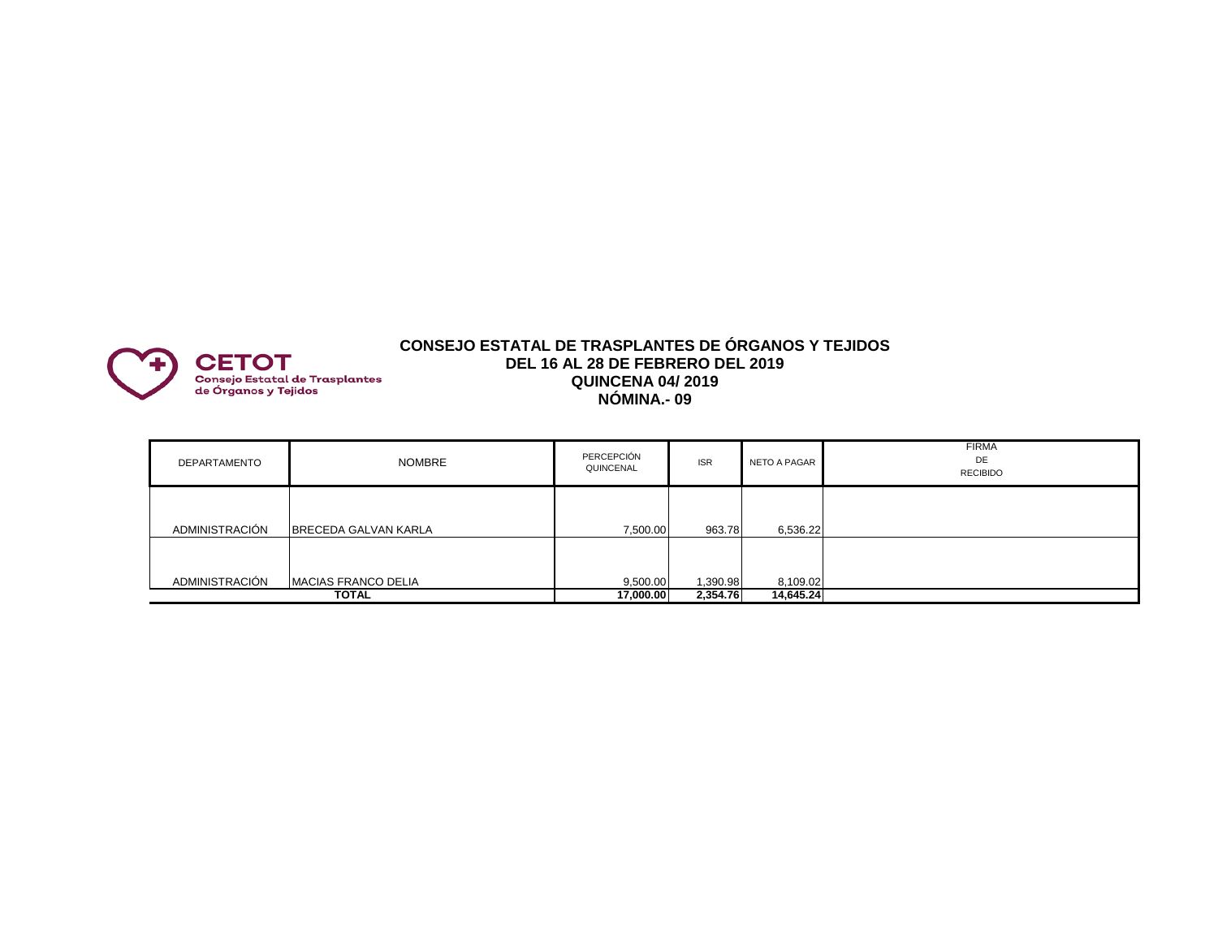CETOT
Consejo Estatal de Trasplantes de Órganos y Tejidos

# CONSEJO ESTATAL DE TRASPLANTES DE ÓRGANOS Y TEJIDOS
## DEL 16 AL 28 DE FEBRERO DEL 2019
## QUINCENA 04/ 2019
## NÓMINA.- 09

| DEPARTAMENTO | NOMBRE | PERCEPCIÓN QUINCENAL | ISR | NETO A PAGAR | FIRMA DE RECIBIDO |
|---|---|---|---|---|---|
| ADMINISTRACIÓN | BRECEDA GALVAN KARLA | 7,500.00 | 963.78 | 6,536.22 | |
| ADMINISTRACIÓN | MACIAS FRANCO DELIA | 9,500.00 | 1,390.98 | 8,109.02 | |
| **TOTAL** | | **17,000.00** | **2,354.76** | **14,645.24** | |